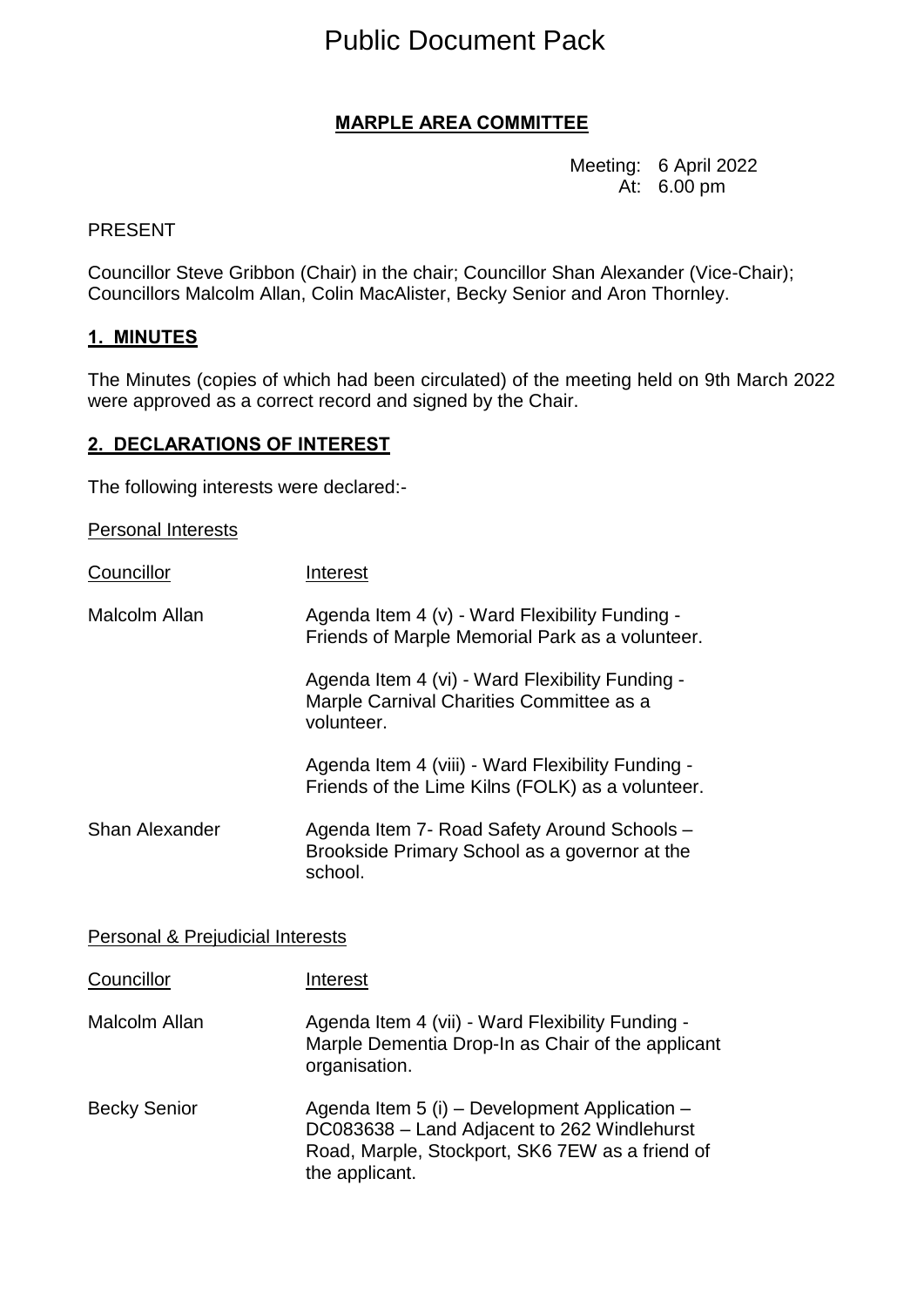# Public Document Pack

## MARPLE AREA COMMITTEE

Meeting: 6 April 2022
At: 6.00 pm

PRESENT

Councillor Steve Gribbon (Chair) in the chair; Councillor Shan Alexander (Vice-Chair); Councillors Malcolm Allan, Colin MacAlister, Becky Senior and Aron Thornley.

### 1. MINUTES

The Minutes (copies of which had been circulated) of the meeting held on 9th March 2022 were approved as a correct record and signed by the Chair.

### 2. DECLARATIONS OF INTEREST

The following interests were declared:-

Personal Interests

| Councillor | Interest |
|---|---|
| Malcolm Allan | Agenda Item 4 (v) - Ward Flexibility Funding - Friends of Marple Memorial Park as a volunteer. |
| | Agenda Item 4 (vi) - Ward Flexibility Funding - Marple Carnival Charities Committee as a volunteer. |
| | Agenda Item 4 (viii) - Ward Flexibility Funding - Friends of the Lime Kilns (FOLK) as a volunteer. |
| Shan Alexander | Agenda Item 7- Road Safety Around Schools – Brookside Primary School as a governor at the school. |

Personal & Prejudicial Interests

| Councillor | Interest |
|---|---|
| Malcolm Allan | Agenda Item 4 (vii) - Ward Flexibility Funding - Marple Dementia Drop-In as Chair of the applicant organisation. |
| Becky Senior | Agenda Item 5 (i) – Development Application – DC083638 – Land Adjacent to 262 Windlehurst Road, Marple, Stockport, SK6 7EW as a friend of the applicant. |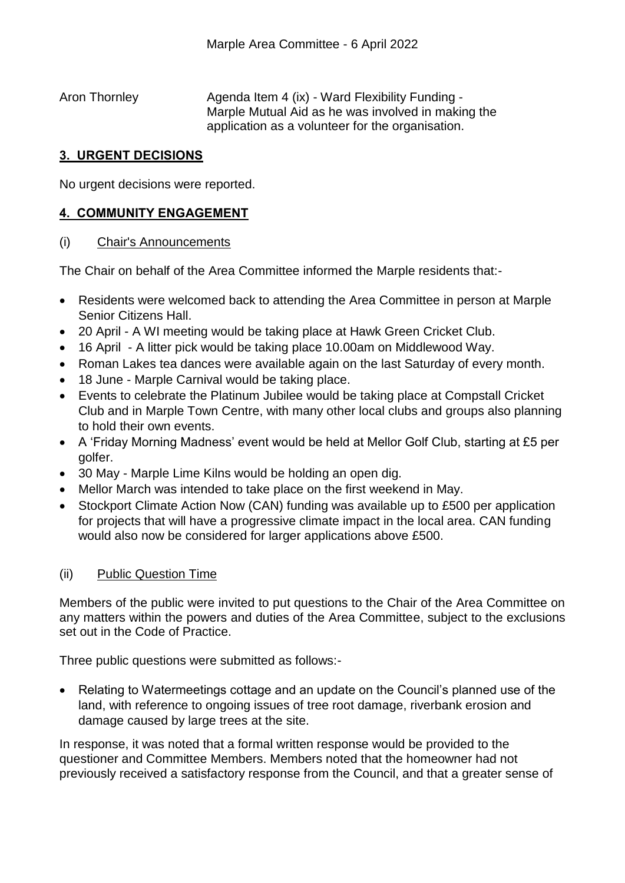| Aron Thornley | Agenda Item 4 (ix) - Ward Flexibility Funding - Marple Mutual Aid as he was involved in making the application as a volunteer for the organisation. |
| --- | --- |

## 3. URGENT DECISIONS

No urgent decisions were reported.

## 4. COMMUNITY ENGAGEMENT

### (i) Chair's Announcements

The Chair on behalf of the Area Committee informed the Marple residents that:-

- Residents were welcomed back to attending the Area Committee in person at Marple Senior Citizens Hall.
- 20 April - A WI meeting would be taking place at Hawk Green Cricket Club.
- 16 April - A litter pick would be taking place 10.00am on Middlewood Way.
- Roman Lakes tea dances were available again on the last Saturday of every month.
- 18 June - Marple Carnival would be taking place.
- Events to celebrate the Platinum Jubilee would be taking place at Compstall Cricket Club and in Marple Town Centre, with many other local clubs and groups also planning to hold their own events.
- A 'Friday Morning Madness' event would be held at Mellor Golf Club, starting at £5 per golfer.
- 30 May - Marple Lime Kilns would be holding an open dig.
- Mellor March was intended to take place on the first weekend in May.
- Stockport Climate Action Now (CAN) funding was available up to £500 per application for projects that will have a progressive climate impact in the local area. CAN funding would also now be considered for larger applications above £500.

### (ii) Public Question Time

Members of the public were invited to put questions to the Chair of the Area Committee on any matters within the powers and duties of the Area Committee, subject to the exclusions set out in the Code of Practice.

Three public questions were submitted as follows:-

- Relating to Watermeetings cottage and an update on the Council's planned use of the land, with reference to ongoing issues of tree root damage, riverbank erosion and damage caused by large trees at the site.

In response, it was noted that a formal written response would be provided to the questioner and Committee Members. Members noted that the homeowner had not previously received a satisfactory response from the Council, and that a greater sense of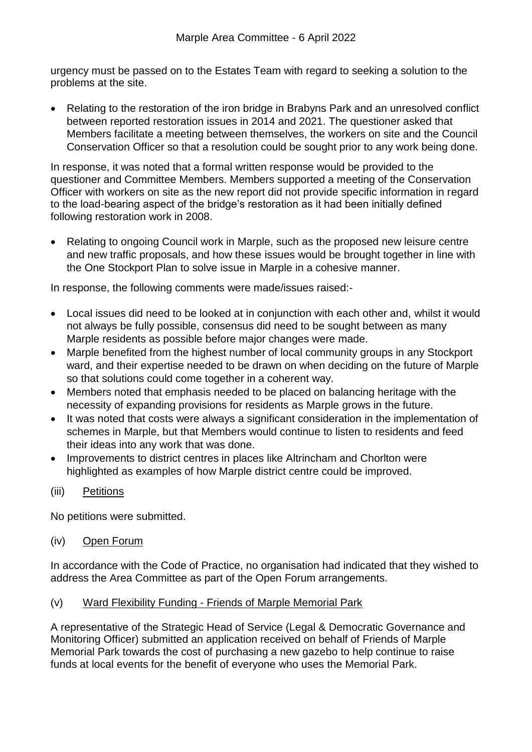urgency must be passed on to the Estates Team with regard to seeking a solution to the problems at the site.

- Relating to the restoration of the iron bridge in Brabyns Park and an unresolved conflict between reported restoration issues in 2014 and 2021. The questioner asked that Members facilitate a meeting between themselves, the workers on site and the Council Conservation Officer so that a resolution could be sought prior to any work being done.

In response, it was noted that a formal written response would be provided to the questioner and Committee Members. Members supported a meeting of the Conservation Officer with workers on site as the new report did not provide specific information in regard to the load-bearing aspect of the bridge's restoration as it had been initially defined following restoration work in 2008.

- Relating to ongoing Council work in Marple, such as the proposed new leisure centre and new traffic proposals, and how these issues would be brought together in line with the One Stockport Plan to solve issue in Marple in a cohesive manner.

In response, the following comments were made/issues raised:-

- Local issues did need to be looked at in conjunction with each other and, whilst it would not always be fully possible, consensus did need to be sought between as many Marple residents as possible before major changes were made.
- Marple benefited from the highest number of local community groups in any Stockport ward, and their expertise needed to be drawn on when deciding on the future of Marple so that solutions could come together in a coherent way.
- Members noted that emphasis needed to be placed on balancing heritage with the necessity of expanding provisions for residents as Marple grows in the future.
- It was noted that costs were always a significant consideration in the implementation of schemes in Marple, but that Members would continue to listen to residents and feed their ideas into any work that was done.
- Improvements to district centres in places like Altrincham and Chorlton were highlighted as examples of how Marple district centre could be improved.

(iii) Petitions

No petitions were submitted.

(iv) Open Forum

In accordance with the Code of Practice, no organisation had indicated that they wished to address the Area Committee as part of the Open Forum arrangements.

(v) Ward Flexibility Funding - Friends of Marple Memorial Park

A representative of the Strategic Head of Service (Legal & Democratic Governance and Monitoring Officer) submitted an application received on behalf of Friends of Marple Memorial Park towards the cost of purchasing a new gazebo to help continue to raise funds at local events for the benefit of everyone who uses the Memorial Park.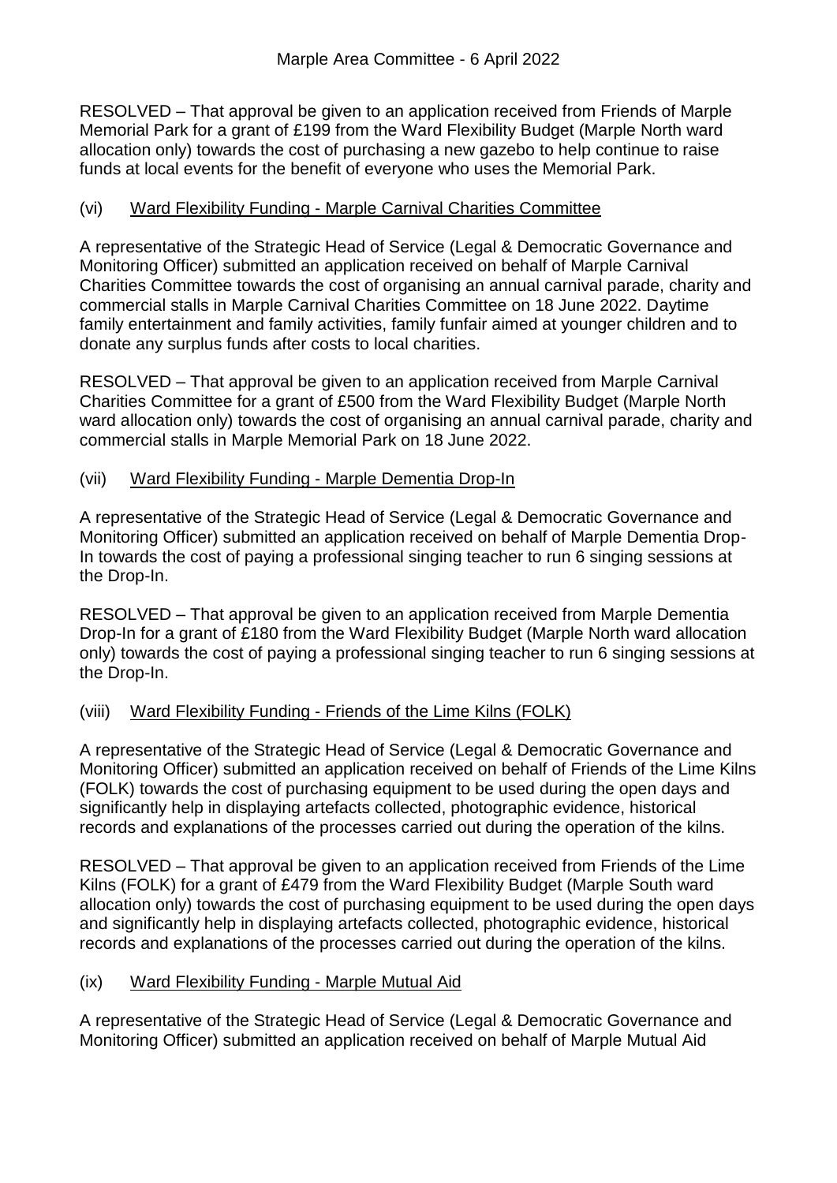RESOLVED – That approval be given to an application received from Friends of Marple Memorial Park for a grant of £199 from the Ward Flexibility Budget (Marple North ward allocation only) towards the cost of purchasing a new gazebo to help continue to raise funds at local events for the benefit of everyone who uses the Memorial Park.

(vi) Ward Flexibility Funding - Marple Carnival Charities Committee

A representative of the Strategic Head of Service (Legal & Democratic Governance and Monitoring Officer) submitted an application received on behalf of Marple Carnival Charities Committee towards the cost of organising an annual carnival parade, charity and commercial stalls in Marple Carnival Charities Committee on 18 June 2022. Daytime family entertainment and family activities, family funfair aimed at younger children and to donate any surplus funds after costs to local charities.

RESOLVED – That approval be given to an application received from Marple Carnival Charities Committee for a grant of £500 from the Ward Flexibility Budget (Marple North ward allocation only) towards the cost of organising an annual carnival parade, charity and commercial stalls in Marple Memorial Park on 18 June 2022.

(vii) Ward Flexibility Funding - Marple Dementia Drop-In

A representative of the Strategic Head of Service (Legal & Democratic Governance and Monitoring Officer) submitted an application received on behalf of Marple Dementia Drop-In towards the cost of paying a professional singing teacher to run 6 singing sessions at the Drop-In.

RESOLVED – That approval be given to an application received from Marple Dementia Drop-In for a grant of £180 from the Ward Flexibility Budget (Marple North ward allocation only) towards the cost of paying a professional singing teacher to run 6 singing sessions at the Drop-In.

(viii) Ward Flexibility Funding - Friends of the Lime Kilns (FOLK)

A representative of the Strategic Head of Service (Legal & Democratic Governance and Monitoring Officer) submitted an application received on behalf of Friends of the Lime Kilns (FOLK) towards the cost of purchasing equipment to be used during the open days and significantly help in displaying artefacts collected, photographic evidence, historical records and explanations of the processes carried out during the operation of the kilns.

RESOLVED – That approval be given to an application received from Friends of the Lime Kilns (FOLK) for a grant of £479 from the Ward Flexibility Budget (Marple South ward allocation only) towards the cost of purchasing equipment to be used during the open days and significantly help in displaying artefacts collected, photographic evidence, historical records and explanations of the processes carried out during the operation of the kilns.

(ix) Ward Flexibility Funding - Marple Mutual Aid

A representative of the Strategic Head of Service (Legal & Democratic Governance and Monitoring Officer) submitted an application received on behalf of Marple Mutual Aid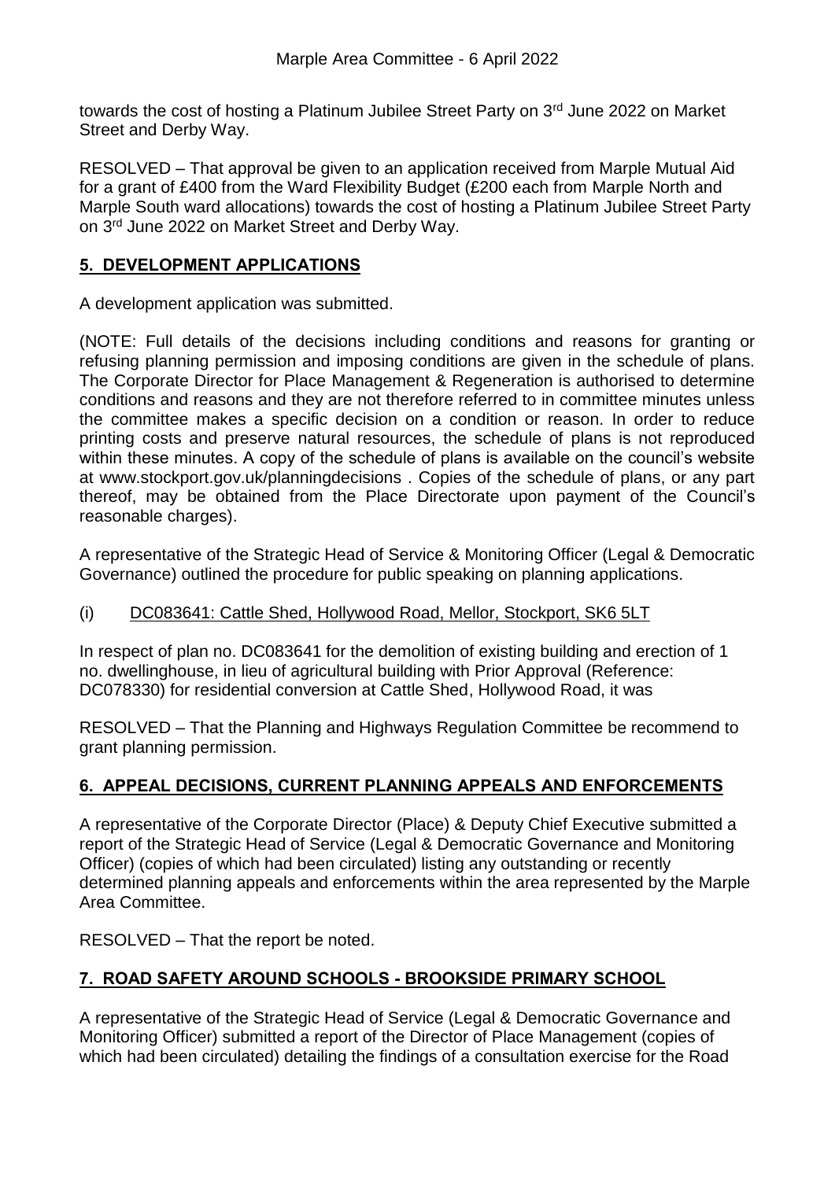towards the cost of hosting a Platinum Jubilee Street Party on 3rd June 2022 on Market Street and Derby Way.

RESOLVED – That approval be given to an application received from Marple Mutual Aid for a grant of £400 from the Ward Flexibility Budget (£200 each from Marple North and Marple South ward allocations) towards the cost of hosting a Platinum Jubilee Street Party on 3rd June 2022 on Market Street and Derby Way.

## 5. DEVELOPMENT APPLICATIONS

A development application was submitted.

(NOTE: Full details of the decisions including conditions and reasons for granting or refusing planning permission and imposing conditions are given in the schedule of plans. The Corporate Director for Place Management & Regeneration is authorised to determine conditions and reasons and they are not therefore referred to in committee minutes unless the committee makes a specific decision on a condition or reason. In order to reduce printing costs and preserve natural resources, the schedule of plans is not reproduced within these minutes. A copy of the schedule of plans is available on the council's website at www.stockport.gov.uk/planningdecisions . Copies of the schedule of plans, or any part thereof, may be obtained from the Place Directorate upon payment of the Council's reasonable charges).

A representative of the Strategic Head of Service & Monitoring Officer (Legal & Democratic Governance) outlined the procedure for public speaking on planning applications.

(i) DC083641: Cattle Shed, Hollywood Road, Mellor, Stockport, SK6 5LT

In respect of plan no. DC083641 for the demolition of existing building and erection of 1 no. dwellinghouse, in lieu of agricultural building with Prior Approval (Reference: DC078330) for residential conversion at Cattle Shed, Hollywood Road, it was

RESOLVED – That the Planning and Highways Regulation Committee be recommend to grant planning permission.

## 6. APPEAL DECISIONS, CURRENT PLANNING APPEALS AND ENFORCEMENTS

A representative of the Corporate Director (Place) & Deputy Chief Executive submitted a report of the Strategic Head of Service (Legal & Democratic Governance and Monitoring Officer) (copies of which had been circulated) listing any outstanding or recently determined planning appeals and enforcements within the area represented by the Marple Area Committee.

RESOLVED – That the report be noted.

## 7. ROAD SAFETY AROUND SCHOOLS - BROOKSIDE PRIMARY SCHOOL

A representative of the Strategic Head of Service (Legal & Democratic Governance and Monitoring Officer) submitted a report of the Director of Place Management (copies of which had been circulated) detailing the findings of a consultation exercise for the Road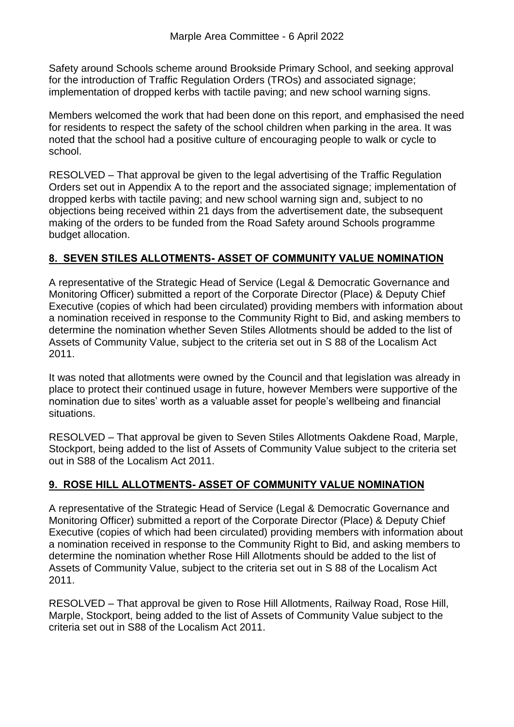Safety around Schools scheme around Brookside Primary School, and seeking approval for the introduction of Traffic Regulation Orders (TROs) and associated signage; implementation of dropped kerbs with tactile paving; and new school warning signs.

Members welcomed the work that had been done on this report, and emphasised the need for residents to respect the safety of the school children when parking in the area. It was noted that the school had a positive culture of encouraging people to walk or cycle to school.

RESOLVED – That approval be given to the legal advertising of the Traffic Regulation Orders set out in Appendix A to the report and the associated signage; implementation of dropped kerbs with tactile paving; and new school warning sign and, subject to no objections being received within 21 days from the advertisement date, the subsequent making of the orders to be funded from the Road Safety around Schools programme budget allocation.

## 8. SEVEN STILES ALLOTMENTS- ASSET OF COMMUNITY VALUE NOMINATION

A representative of the Strategic Head of Service (Legal & Democratic Governance and Monitoring Officer) submitted a report of the Corporate Director (Place) & Deputy Chief Executive (copies of which had been circulated) providing members with information about a nomination received in response to the Community Right to Bid, and asking members to determine the nomination whether Seven Stiles Allotments should be added to the list of Assets of Community Value, subject to the criteria set out in S 88 of the Localism Act 2011.

It was noted that allotments were owned by the Council and that legislation was already in place to protect their continued usage in future, however Members were supportive of the nomination due to sites' worth as a valuable asset for people's wellbeing and financial situations.

RESOLVED – That approval be given to Seven Stiles Allotments Oakdene Road, Marple, Stockport, being added to the list of Assets of Community Value subject to the criteria set out in S88 of the Localism Act 2011.

## 9. ROSE HILL ALLOTMENTS- ASSET OF COMMUNITY VALUE NOMINATION

A representative of the Strategic Head of Service (Legal & Democratic Governance and Monitoring Officer) submitted a report of the Corporate Director (Place) & Deputy Chief Executive (copies of which had been circulated) providing members with information about a nomination received in response to the Community Right to Bid, and asking members to determine the nomination whether Rose Hill Allotments should be added to the list of Assets of Community Value, subject to the criteria set out in S 88 of the Localism Act 2011.

RESOLVED – That approval be given to Rose Hill Allotments, Railway Road, Rose Hill, Marple, Stockport, being added to the list of Assets of Community Value subject to the criteria set out in S88 of the Localism Act 2011.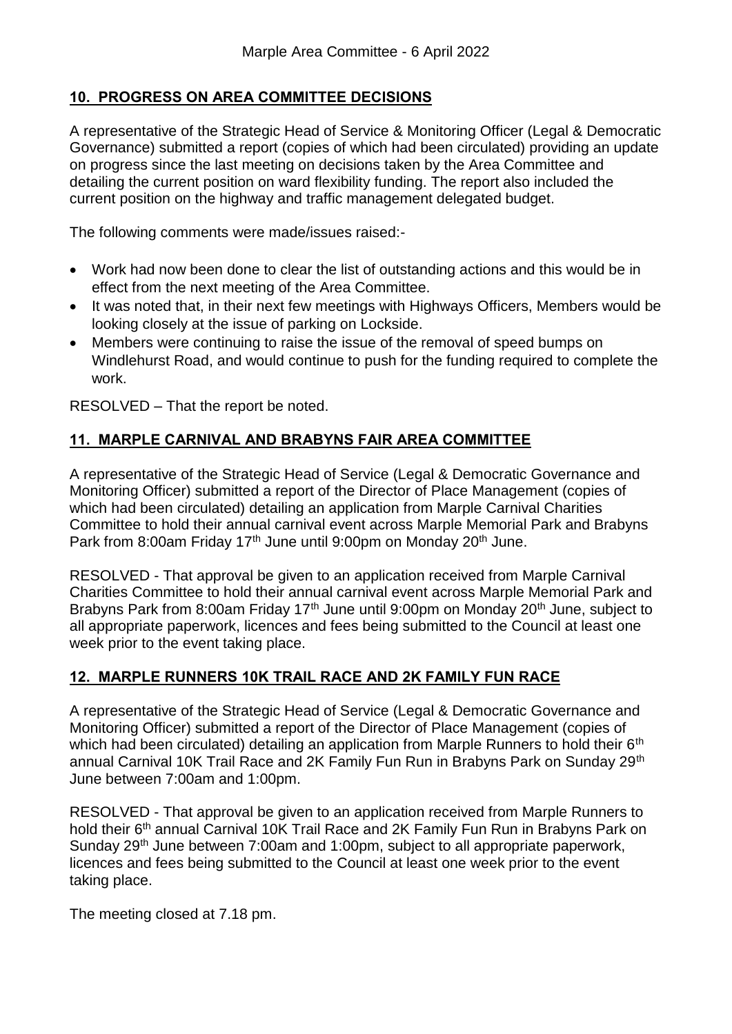## 10. PROGRESS ON AREA COMMITTEE DECISIONS

A representative of the Strategic Head of Service & Monitoring Officer (Legal & Democratic Governance) submitted a report (copies of which had been circulated) providing an update on progress since the last meeting on decisions taken by the Area Committee and detailing the current position on ward flexibility funding. The report also included the current position on the highway and traffic management delegated budget.

The following comments were made/issues raised:-

- Work had now been done to clear the list of outstanding actions and this would be in effect from the next meeting of the Area Committee.
- It was noted that, in their next few meetings with Highways Officers, Members would be looking closely at the issue of parking on Lockside.
- Members were continuing to raise the issue of the removal of speed bumps on Windlehurst Road, and would continue to push for the funding required to complete the work.

RESOLVED – That the report be noted.

## 11. MARPLE CARNIVAL AND BRABYNS FAIR AREA COMMITTEE

A representative of the Strategic Head of Service (Legal & Democratic Governance and Monitoring Officer) submitted a report of the Director of Place Management (copies of which had been circulated) detailing an application from Marple Carnival Charities Committee to hold their annual carnival event across Marple Memorial Park and Brabyns Park from 8:00am Friday 17th June until 9:00pm on Monday 20th June.

RESOLVED - That approval be given to an application received from Marple Carnival Charities Committee to hold their annual carnival event across Marple Memorial Park and Brabyns Park from 8:00am Friday 17th June until 9:00pm on Monday 20th June, subject to all appropriate paperwork, licences and fees being submitted to the Council at least one week prior to the event taking place.

## 12. MARPLE RUNNERS 10K TRAIL RACE AND 2K FAMILY FUN RACE

A representative of the Strategic Head of Service (Legal & Democratic Governance and Monitoring Officer) submitted a report of the Director of Place Management (copies of which had been circulated) detailing an application from Marple Runners to hold their 6th annual Carnival 10K Trail Race and 2K Family Fun Run in Brabyns Park on Sunday 29th June between 7:00am and 1:00pm.

RESOLVED - That approval be given to an application received from Marple Runners to hold their 6th annual Carnival 10K Trail Race and 2K Family Fun Run in Brabyns Park on Sunday 29th June between 7:00am and 1:00pm, subject to all appropriate paperwork, licences and fees being submitted to the Council at least one week prior to the event taking place.

The meeting closed at 7.18 pm.